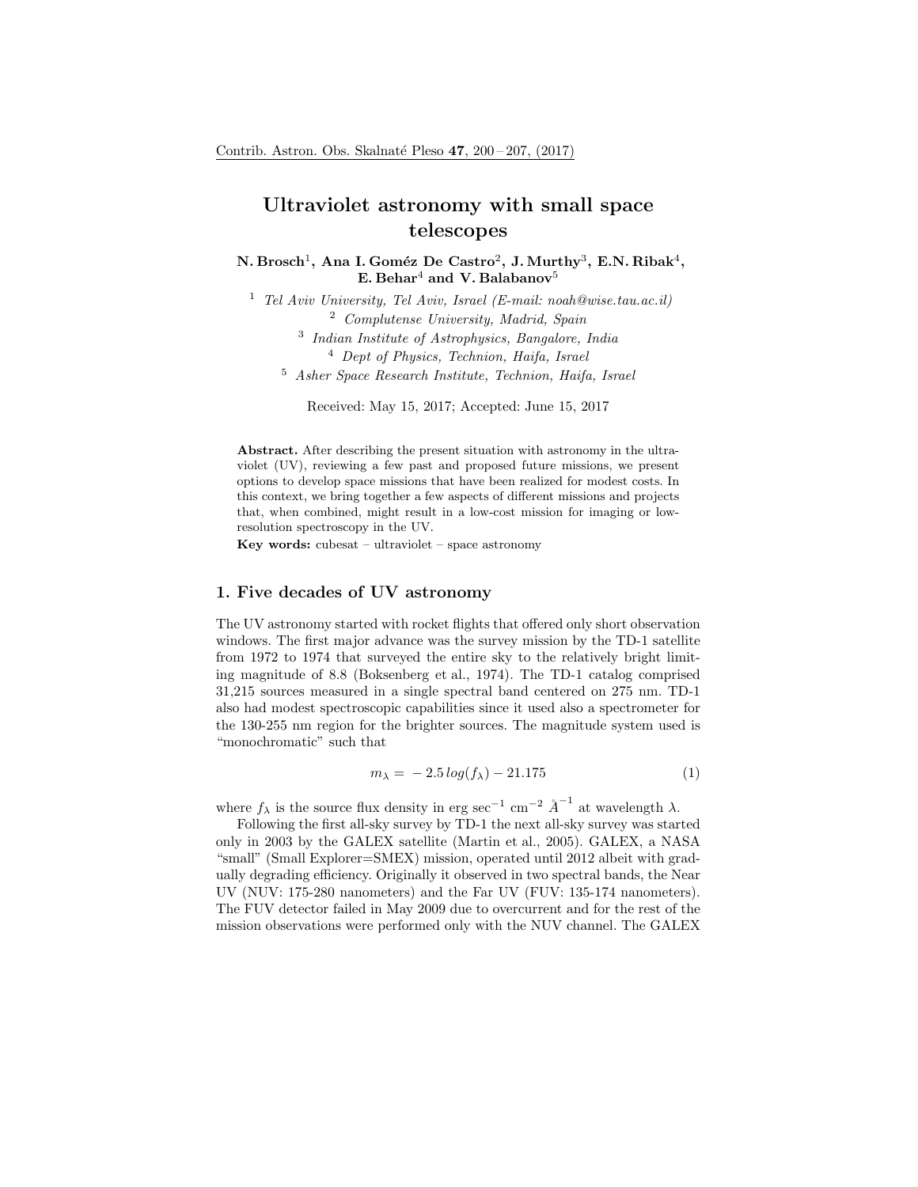# Ultraviolet astronomy with small space telescopes

**N. Brosch[1], Ana I. Goméz De Castro[2], J. Murthy[3], E.N. Ribak[4], E. Behar[4] and V. Balabanov[5]**

[1] *Tel Aviv University, Tel Aviv, Israel (E-mail: noah@wise.tau.ac.il)*
[2] *Complutense University, Madrid, Spain*
[3] *Indian Institute of Astrophysics, Bangalore, India*
[4] *Dept of Physics, Technion, Haifa, Israel*
[5] *Asher Space Research Institute, Technion, Haifa, Israel*

Received: May 15, 2017; Accepted: June 15, 2017

**Abstract.** After describing the present situation with astronomy in the ultraviolet (UV), reviewing a few past and proposed future missions, we present options to develop space missions that have been realized for modest costs. In this context, we bring together a few aspects of different missions and projects that, when combined, might result in a low-cost mission for imaging or low-resolution spectroscopy in the UV.

**Key words:** cubesat – ultraviolet – space astronomy

## 1. Five decades of UV astronomy

The UV astronomy started with rocket flights that offered only short observation windows. The first major advance was the survey mission by the TD-1 satellite from 1972 to 1974 that surveyed the entire sky to the relatively bright limiting magnitude of 8.8 (Boksenberg et al., 1974). The TD-1 catalog comprised 31,215 sources measured in a single spectral band centered on 275 nm. TD-1 also had modest spectroscopic capabilities since it used also a spectrometer for the 130-255 nm region for the brighter sources. The magnitude system used is "monochromatic" such that

$$m_\lambda = -2.5\,log(f_\lambda) - 21.175 \tag{1}$$

where $f_\lambda$ is the source flux density in erg sec$^{-1}$ cm$^{-2}$ $\AA^{-1}$ at wavelength $\lambda$.

Following the first all-sky survey by TD-1 the next all-sky survey was started only in 2003 by the GALEX satellite (Martin et al., 2005). GALEX, a NASA "small" (Small Explorer=SMEX) mission, operated until 2012 albeit with gradually degrading efficiency. Originally it observed in two spectral bands, the Near UV (NUV: 175-280 nanometers) and the Far UV (FUV: 135-174 nanometers). The FUV detector failed in May 2009 due to overcurrent and for the rest of the mission observations were performed only with the NUV channel. The GALEX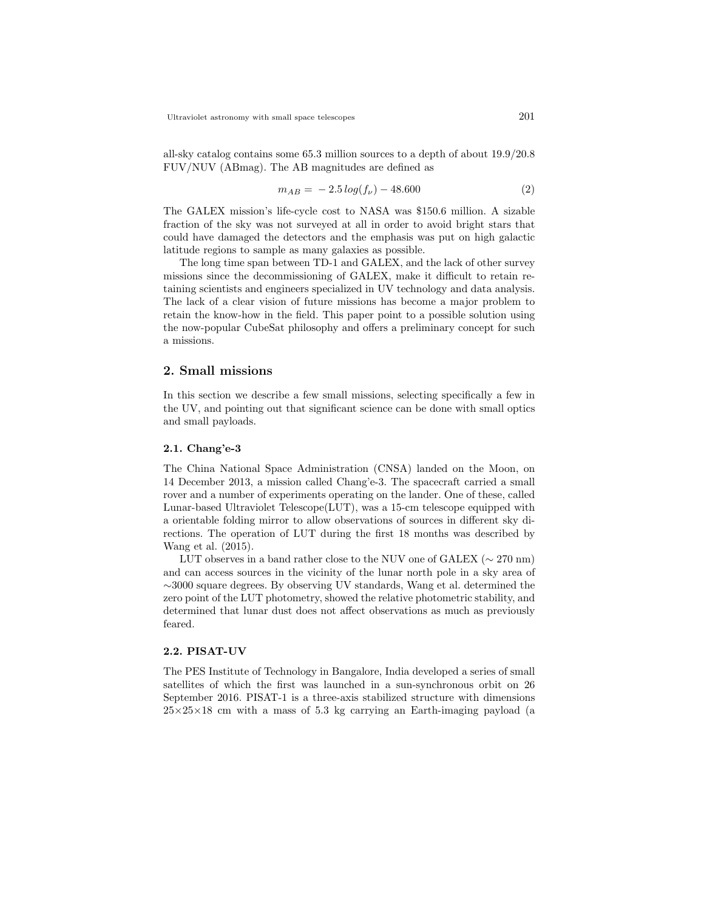all-sky catalog contains some 65.3 million sources to a depth of about 19.9/20.8 FUV/NUV (ABmag). The AB magnitudes are defined as

$$m_{AB} = -2.5 \, log(f_\nu) - 48.600 \tag{2}$$

The GALEX mission's life-cycle cost to NASA was $150.6 million. A sizable fraction of the sky was not surveyed at all in order to avoid bright stars that could have damaged the detectors and the emphasis was put on high galactic latitude regions to sample as many galaxies as possible.

The long time span between TD-1 and GALEX, and the lack of other survey missions since the decommissioning of GALEX, make it difficult to retain retaining scientists and engineers specialized in UV technology and data analysis. The lack of a clear vision of future missions has become a major problem to retain the know-how in the field. This paper point to a possible solution using the now-popular CubeSat philosophy and offers a preliminary concept for such a missions.

## 2. Small missions

In this section we describe a few small missions, selecting specifically a few in the UV, and pointing out that significant science can be done with small optics and small payloads.

### 2.1. Chang'e-3

The China National Space Administration (CNSA) landed on the Moon, on 14 December 2013, a mission called Chang'e-3. The spacecraft carried a small rover and a number of experiments operating on the lander. One of these, called Lunar-based Ultraviolet Telescope(LUT), was a 15-cm telescope equipped with a orientable folding mirror to allow observations of sources in different sky directions. The operation of LUT during the first 18 months was described by Wang et al. (2015).

LUT observes in a band rather close to the NUV one of GALEX ($\sim$ 270 nm) and can access sources in the vicinity of the lunar north pole in a sky area of $\sim$3000 square degrees. By observing UV standards, Wang et al. determined the zero point of the LUT photometry, showed the relative photometric stability, and determined that lunar dust does not affect observations as much as previously feared.

### 2.2. PISAT-UV

The PES Institute of Technology in Bangalore, India developed a series of small satellites of which the first was launched in a sun-synchronous orbit on 26 September 2016. PISAT-1 is a three-axis stabilized structure with dimensions 25×25×18 cm with a mass of 5.3 kg carrying an Earth-imaging payload (a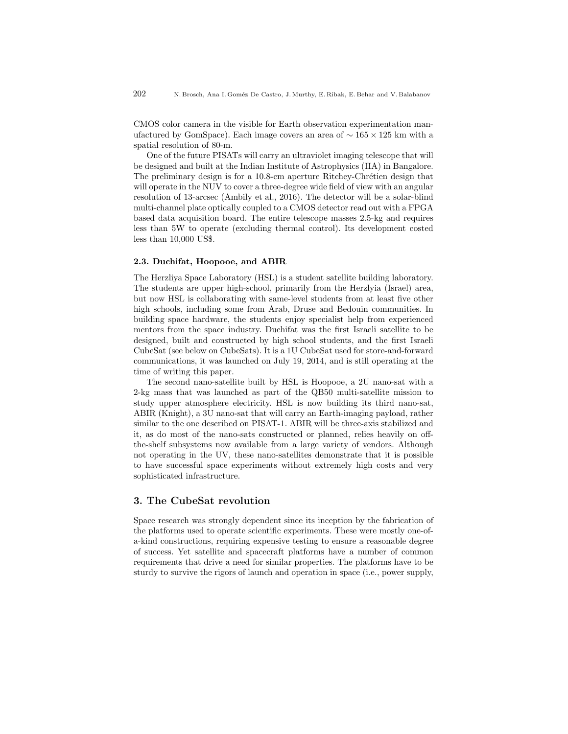CMOS color camera in the visible for Earth observation experimentation manufactured by GomSpace). Each image covers an area of $\sim 165 \times 125$ km with a spatial resolution of 80-m.

One of the future PISATs will carry an ultraviolet imaging telescope that will be designed and built at the Indian Institute of Astrophysics (IIA) in Bangalore. The preliminary design is for a 10.8-cm aperture Ritchey-Chrétien design that will operate in the NUV to cover a three-degree wide field of view with an angular resolution of 13-arcsec (Ambily et al., 2016). The detector will be a solar-blind multi-channel plate optically coupled to a CMOS detector read out with a FPGA based data acquisition board. The entire telescope masses 2.5-kg and requires less than 5W to operate (excluding thermal control). Its development costed less than 10,000 US$.

### 2.3. Duchifat, Hoopooe, and ABIR

The Herzliya Space Laboratory (HSL) is a student satellite building laboratory. The students are upper high-school, primarily from the Herzlyia (Israel) area, but now HSL is collaborating with same-level students from at least five other high schools, including some from Arab, Druse and Bedouin communities. In building space hardware, the students enjoy specialist help from experienced mentors from the space industry. Duchifat was the first Israeli satellite to be designed, built and constructed by high school students, and the first Israeli CubeSat (see below on CubeSats). It is a 1U CubeSat used for store-and-forward communications, it was launched on July 19, 2014, and is still operating at the time of writing this paper.

The second nano-satellite built by HSL is Hoopooe, a 2U nano-sat with a 2-kg mass that was launched as part of the QB50 multi-satellite mission to study upper atmosphere electricity. HSL is now building its third nano-sat, ABIR (Knight), a 3U nano-sat that will carry an Earth-imaging payload, rather similar to the one described on PISAT-1. ABIR will be three-axis stabilized and it, as do most of the nano-sats constructed or planned, relies heavily on off-the-shelf subsystems now available from a large variety of vendors. Although not operating in the UV, these nano-satellites demonstrate that it is possible to have successful space experiments without extremely high costs and very sophisticated infrastructure.

## 3. The CubeSat revolution

Space research was strongly dependent since its inception by the fabrication of the platforms used to operate scientific experiments. These were mostly one-of-a-kind constructions, requiring expensive testing to ensure a reasonable degree of success. Yet satellite and spacecraft platforms have a number of common requirements that drive a need for similar properties. The platforms have to be sturdy to survive the rigors of launch and operation in space (i.e., power supply,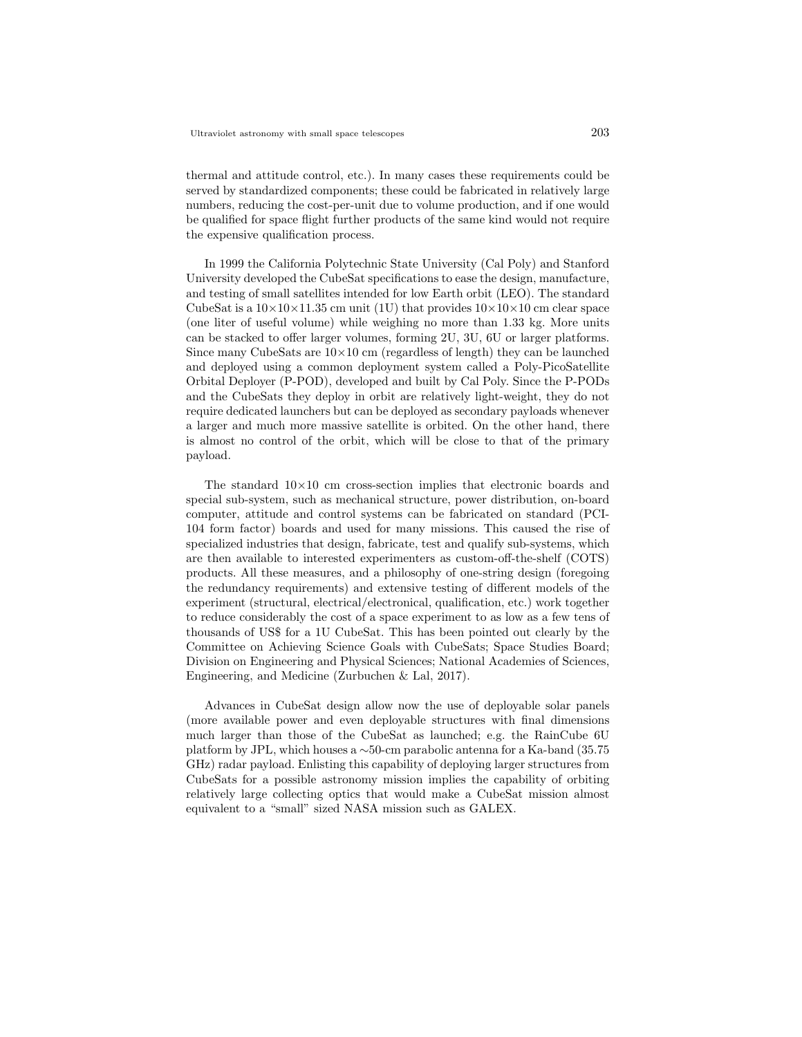thermal and attitude control, etc.). In many cases these requirements could be served by standardized components; these could be fabricated in relatively large numbers, reducing the cost-per-unit due to volume production, and if one would be qualified for space flight further products of the same kind would not require the expensive qualification process.

In 1999 the California Polytechnic State University (Cal Poly) and Stanford University developed the CubeSat specifications to ease the design, manufacture, and testing of small satellites intended for low Earth orbit (LEO). The standard CubeSat is a $10\times10\times11.35$ cm unit (1U) that provides $10\times10\times10$ cm clear space (one liter of useful volume) while weighing no more than 1.33 kg. More units can be stacked to offer larger volumes, forming 2U, 3U, 6U or larger platforms. Since many CubeSats are $10\times10$ cm (regardless of length) they can be launched and deployed using a common deployment system called a Poly-PicoSatellite Orbital Deployer (P-POD), developed and built by Cal Poly. Since the P-PODs and the CubeSats they deploy in orbit are relatively light-weight, they do not require dedicated launchers but can be deployed as secondary payloads whenever a larger and much more massive satellite is orbited. On the other hand, there is almost no control of the orbit, which will be close to that of the primary payload.

The standard $10\times10$ cm cross-section implies that electronic boards and special sub-system, such as mechanical structure, power distribution, on-board computer, attitude and control systems can be fabricated on standard (PCI-104 form factor) boards and used for many missions. This caused the rise of specialized industries that design, fabricate, test and qualify sub-systems, which are then available to interested experimenters as custom-off-the-shelf (COTS) products. All these measures, and a philosophy of one-string design (foregoing the redundancy requirements) and extensive testing of different models of the experiment (structural, electrical/electronical, qualification, etc.) work together to reduce considerably the cost of a space experiment to as low as a few tens of thousands of US$ for a 1U CubeSat. This has been pointed out clearly by the Committee on Achieving Science Goals with CubeSats; Space Studies Board; Division on Engineering and Physical Sciences; National Academies of Sciences, Engineering, and Medicine (Zurbuchen & Lal, 2017).

Advances in CubeSat design allow now the use of deployable solar panels (more available power and even deployable structures with final dimensions much larger than those of the CubeSat as launched; e.g. the RainCube 6U platform by JPL, which houses a $\sim$50-cm parabolic antenna for a Ka-band (35.75 GHz) radar payload. Enlisting this capability of deploying larger structures from CubeSats for a possible astronomy mission implies the capability of orbiting relatively large collecting optics that would make a CubeSat mission almost equivalent to a "small" sized NASA mission such as GALEX.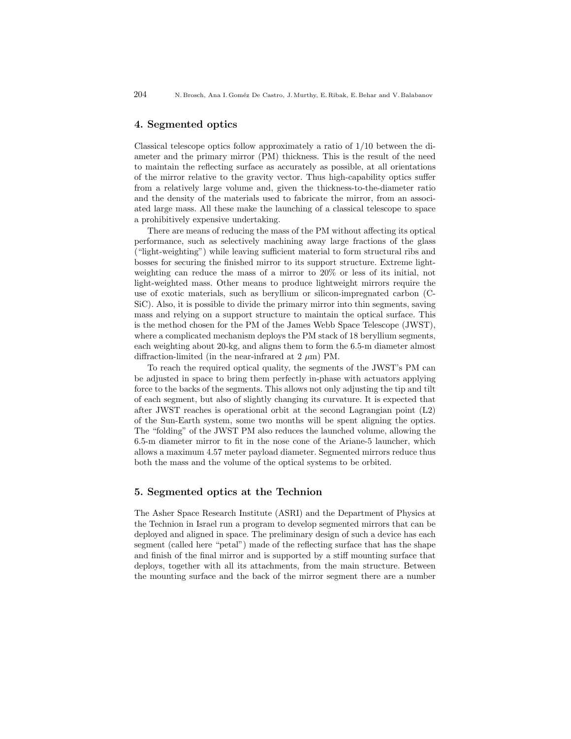## 4. Segmented optics

Classical telescope optics follow approximately a ratio of 1/10 between the diameter and the primary mirror (PM) thickness. This is the result of the need to maintain the reflecting surface as accurately as possible, at all orientations of the mirror relative to the gravity vector. Thus high-capability optics suffer from a relatively large volume and, given the thickness-to-the-diameter ratio and the density of the materials used to fabricate the mirror, from an associated large mass. All these make the launching of a classical telescope to space a prohibitively expensive undertaking.

There are means of reducing the mass of the PM without affecting its optical performance, such as selectively machining away large fractions of the glass ("light-weighting") while leaving sufficient material to form structural ribs and bosses for securing the finished mirror to its support structure. Extreme light-weighting can reduce the mass of a mirror to 20% or less of its initial, not light-weighted mass. Other means to produce lightweight mirrors require the use of exotic materials, such as beryllium or silicon-impregnated carbon (C-SiC). Also, it is possible to divide the primary mirror into thin segments, saving mass and relying on a support structure to maintain the optical surface. This is the method chosen for the PM of the James Webb Space Telescope (JWST), where a complicated mechanism deploys the PM stack of 18 beryllium segments, each weighting about 20-kg, and aligns them to form the 6.5-m diameter almost diffraction-limited (in the near-infrared at 2 $\mu$m) PM.

To reach the required optical quality, the segments of the JWST's PM can be adjusted in space to bring them perfectly in-phase with actuators applying force to the backs of the segments. This allows not only adjusting the tip and tilt of each segment, but also of slightly changing its curvature. It is expected that after JWST reaches is operational orbit at the second Lagrangian point (L2) of the Sun-Earth system, some two months will be spent aligning the optics. The "folding" of the JWST PM also reduces the launched volume, allowing the 6.5-m diameter mirror to fit in the nose cone of the Ariane-5 launcher, which allows a maximum 4.57 meter payload diameter. Segmented mirrors reduce thus both the mass and the volume of the optical systems to be orbited.

## 5. Segmented optics at the Technion

The Asher Space Research Institute (ASRI) and the Department of Physics at the Technion in Israel run a program to develop segmented mirrors that can be deployed and aligned in space. The preliminary design of such a device has each segment (called here "petal") made of the reflecting surface that has the shape and finish of the final mirror and is supported by a stiff mounting surface that deploys, together with all its attachments, from the main structure. Between the mounting surface and the back of the mirror segment there are a number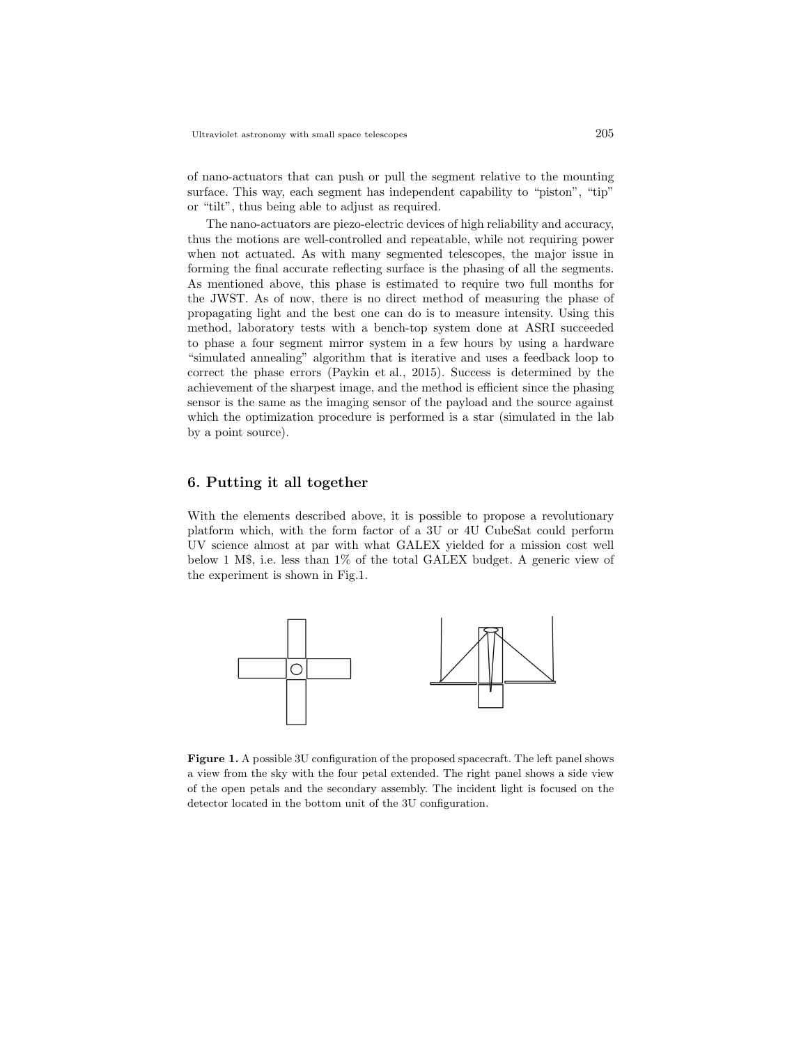of nano-actuators that can push or pull the segment relative to the mounting surface. This way, each segment has independent capability to "piston", "tip" or "tilt", thus being able to adjust as required.

The nano-actuators are piezo-electric devices of high reliability and accuracy, thus the motions are well-controlled and repeatable, while not requiring power when not actuated. As with many segmented telescopes, the major issue in forming the final accurate reflecting surface is the phasing of all the segments. As mentioned above, this phase is estimated to require two full months for the JWST. As of now, there is no direct method of measuring the phase of propagating light and the best one can do is to measure intensity. Using this method, laboratory tests with a bench-top system done at ASRI succeeded to phase a four segment mirror system in a few hours by using a hardware "simulated annealing" algorithm that is iterative and uses a feedback loop to correct the phase errors (Paykin et al., 2015). Success is determined by the achievement of the sharpest image, and the method is efficient since the phasing sensor is the same as the imaging sensor of the payload and the source against which the optimization procedure is performed is a star (simulated in the lab by a point source).

## 6. Putting it all together

With the elements described above, it is possible to propose a revolutionary platform which, with the form factor of a 3U or 4U CubeSat could perform UV science almost at par with what GALEX yielded for a mission cost well below 1 M$, i.e. less than 1% of the total GALEX budget. A generic view of the experiment is shown in Fig.1.

**Figure 1.** A possible 3U configuration of the proposed spacecraft. The left panel shows a view from the sky with the four petal extended. The right panel shows a side view of the open petals and the secondary assembly. The incident light is focused on the detector located in the bottom unit of the 3U configuration.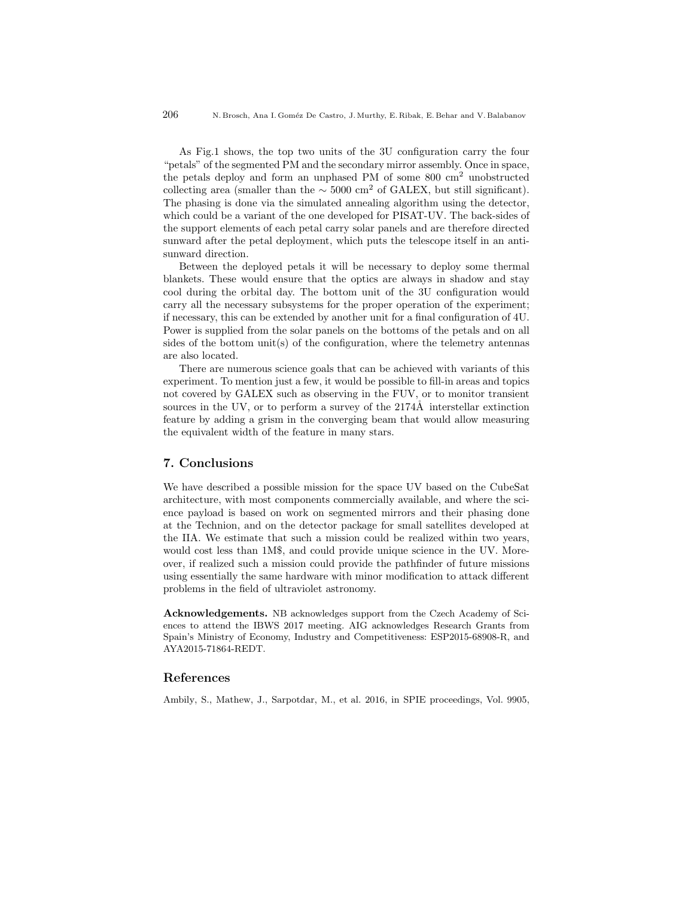As Fig.1 shows, the top two units of the 3U configuration carry the four "petals" of the segmented PM and the secondary mirror assembly. Once in space, the petals deploy and form an unphased PM of some 800 $\text{cm}^2$ unobstructed collecting area (smaller than the $\sim 5000$ $\text{cm}^2$ of GALEX, but still significant). The phasing is done via the simulated annealing algorithm using the detector, which could be a variant of the one developed for PISAT-UV. The back-sides of the support elements of each petal carry solar panels and are therefore directed sunward after the petal deployment, which puts the telescope itself in an anti-sunward direction.

Between the deployed petals it will be necessary to deploy some thermal blankets. These would ensure that the optics are always in shadow and stay cool during the orbital day. The bottom unit of the 3U configuration would carry all the necessary subsystems for the proper operation of the experiment; if necessary, this can be extended by another unit for a final configuration of 4U. Power is supplied from the solar panels on the bottoms of the petals and on all sides of the bottom unit(s) of the configuration, where the telemetry antennas are also located.

There are numerous science goals that can be achieved with variants of this experiment. To mention just a few, it would be possible to fill-in areas and topics not covered by GALEX such as observing in the FUV, or to monitor transient sources in the UV, or to perform a survey of the 2174Å interstellar extinction feature by adding a grism in the converging beam that would allow measuring the equivalent width of the feature in many stars.

## 7. Conclusions

We have described a possible mission for the space UV based on the CubeSat architecture, with most components commercially available, and where the science payload is based on work on segmented mirrors and their phasing done at the Technion, and on the detector package for small satellites developed at the IIA. We estimate that such a mission could be realized within two years, would cost less than 1M$, and could provide unique science in the UV. Moreover, if realized such a mission could provide the pathfinder of future missions using essentially the same hardware with minor modification to attack different problems in the field of ultraviolet astronomy.

**Acknowledgements.** NB acknowledges support from the Czech Academy of Sciences to attend the IBWS 2017 meeting. AIG acknowledges Research Grants from Spain's Ministry of Economy, Industry and Competitiveness: ESP2015-68908-R, and AYA2015-71864-REDT.

## References

Ambily, S., Mathew, J., Sarpotdar, M., et al. 2016, in SPIE proceedings, Vol. 9905,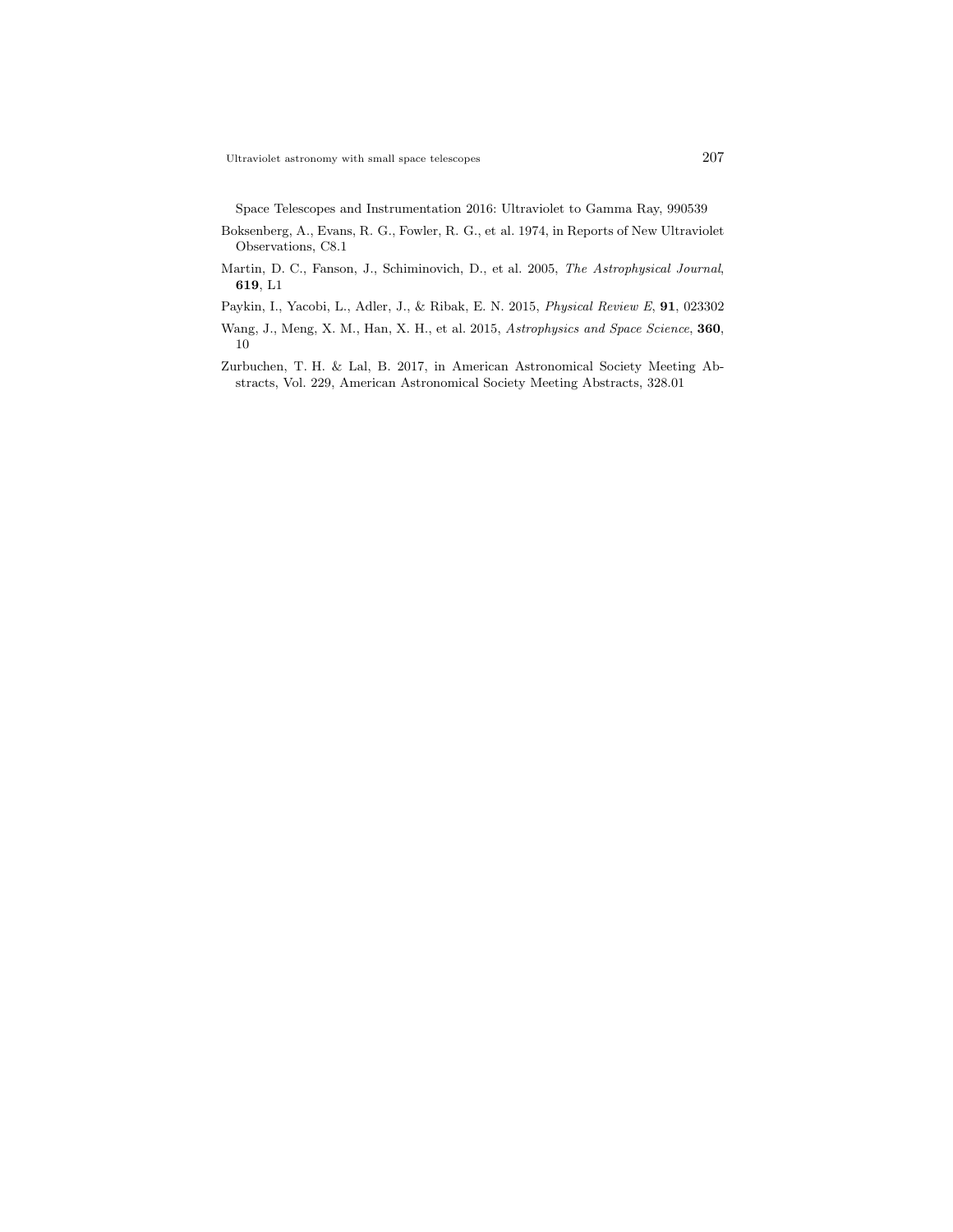Space Telescopes and Instrumentation 2016: Ultraviolet to Gamma Ray, 990539

Boksenberg, A., Evans, R. G., Fowler, R. G., et al. 1974, in Reports of New Ultraviolet Observations, C8.1

Martin, D. C., Fanson, J., Schiminovich, D., et al. 2005, *The Astrophysical Journal*, **619**, L1

Paykin, I., Yacobi, L., Adler, J., & Ribak, E. N. 2015, *Physical Review E*, **91**, 023302

Wang, J., Meng, X. M., Han, X. H., et al. 2015, *Astrophysics and Space Science*, **360**, 10

Zurbuchen, T. H. & Lal, B. 2017, in American Astronomical Society Meeting Abstracts, Vol. 229, American Astronomical Society Meeting Abstracts, 328.01